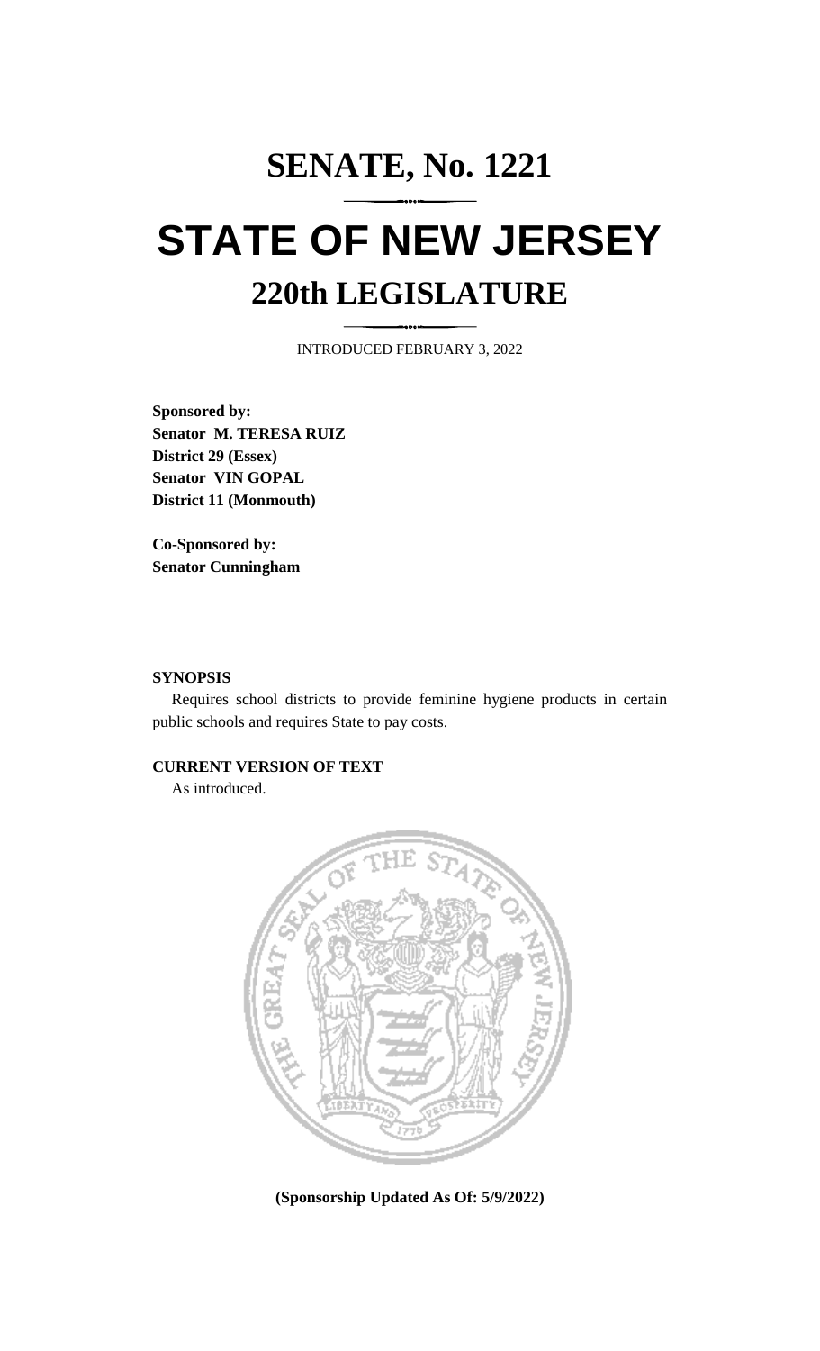# SENATE, No. 1221

# STATE OF NEW JERSEY

## 220th LEGISLATURE

INTRODUCED FEBRUARY 3, 2022

**Sponsored by:**
**Senator M. TERESA RUIZ**
**District 29 (Essex)**
**Senator VIN GOPAL**
**District 11 (Monmouth)**

**Co-Sponsored by:**
**Senator Cunningham**

**SYNOPSIS**

Requires school districts to provide feminine hygiene products in certain public schools and requires State to pay costs.

**CURRENT VERSION OF TEXT**

As introduced.

**(Sponsorship Updated As Of: 5/9/2022)**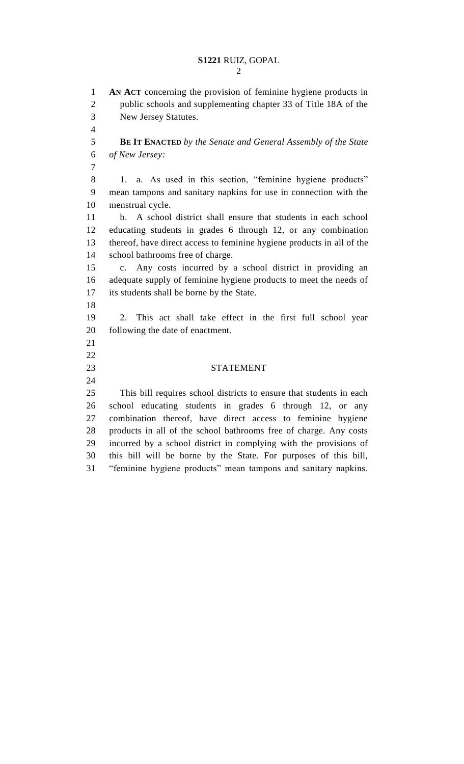**AN ACT** concerning the provision of feminine hygiene products in public schools and supplementing chapter 33 of Title 18A of the New Jersey Statutes.

**BE IT ENACTED** *by the Senate and General Assembly of the State of New Jersey:*

1. a. As used in this section, "feminine hygiene products" mean tampons and sanitary napkins for use in connection with the menstrual cycle.

b. A school district shall ensure that students in each school educating students in grades 6 through 12, or any combination thereof, have direct access to feminine hygiene products in all of the school bathrooms free of charge.

c. Any costs incurred by a school district in providing an adequate supply of feminine hygiene products to meet the needs of its students shall be borne by the State.

2. This act shall take effect in the first full school year following the date of enactment.

## STATEMENT

This bill requires school districts to ensure that students in each school educating students in grades 6 through 12, or any combination thereof, have direct access to feminine hygiene products in all of the school bathrooms free of charge. Any costs incurred by a school district in complying with the provisions of this bill will be borne by the State. For purposes of this bill, "feminine hygiene products" mean tampons and sanitary napkins.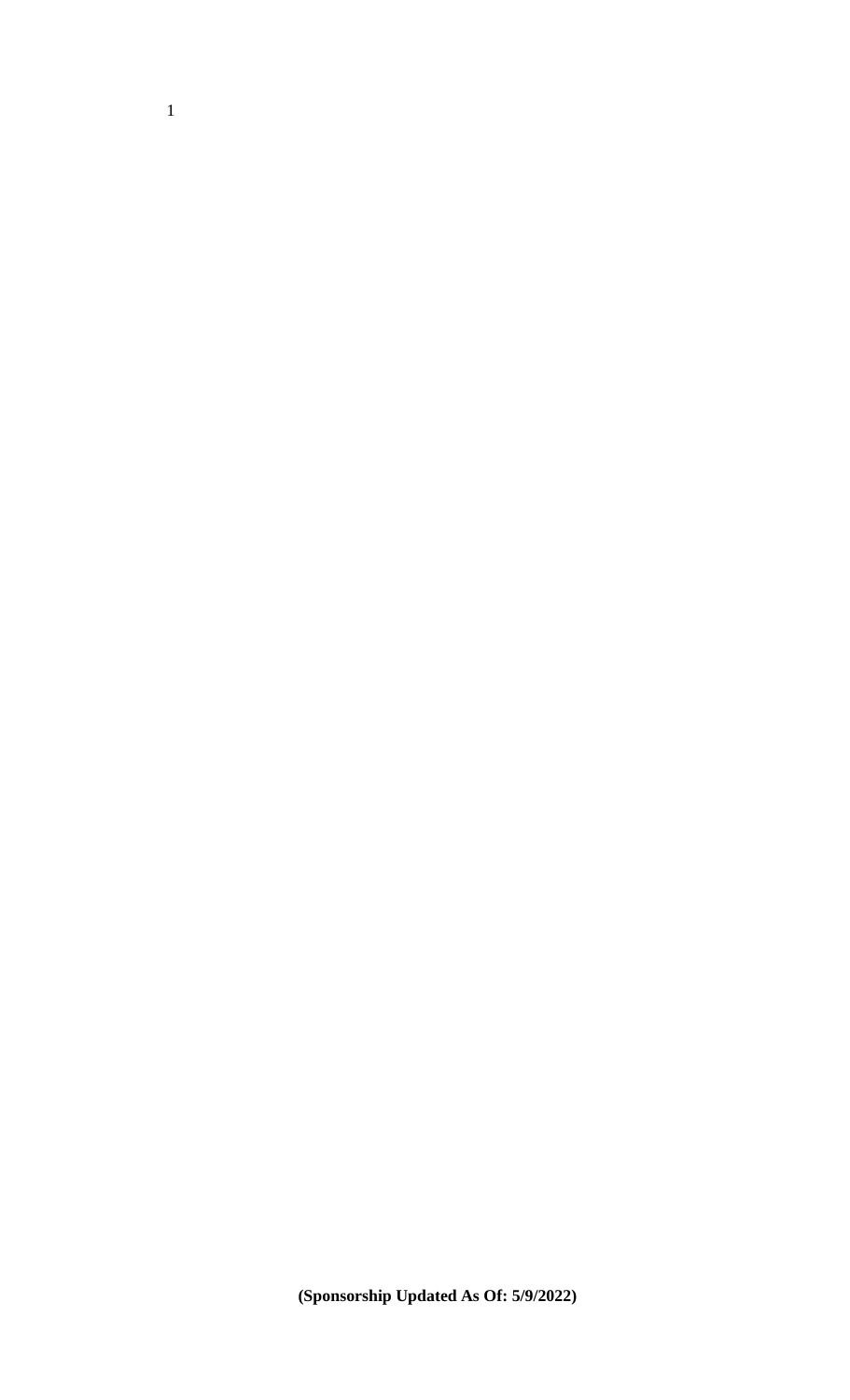**(Sponsorship Updated As Of: 5/9/2022)**